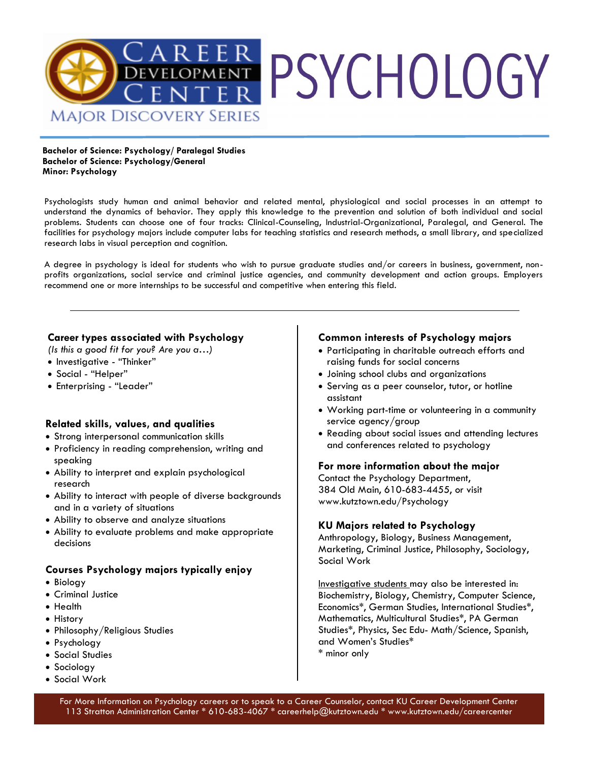# CAREER DEVELOPMENT CENTER

MAJOR DISCOVERY SERIES

# PSYCHOLOGY

**Bachelor of Science: Psychology/ Paralegal Studies**
**Bachelor of Science: Psychology/General**
**Minor: Psychology**

Psychologists study human and animal behavior and related mental, physiological and social processes in an attempt to understand the dynamics of behavior. They apply this knowledge to the prevention and solution of both individual and social problems. Students can choose one of four tracks: Clinical-Counseling, Industrial-Organizational, Paralegal, and General. The facilities for psychology majors include computer labs for teaching statistics and research methods, a small library, and specialized research labs in visual perception and cognition.

A degree in psychology is ideal for students who wish to pursue graduate studies and/or careers in business, government, non-profits organizations, social service and criminal justice agencies, and community development and action groups. Employers recommend one or more internships to be successful and competitive when entering this field.

---

## Career types associated with Psychology

*(Is this a good fit for you? Are you a…)*

- Investigative - "Thinker"
- Social - "Helper"
- Enterprising - "Leader"

## Related skills, values, and qualities

- Strong interpersonal communication skills
- Proficiency in reading comprehension, writing and speaking
- Ability to interpret and explain psychological research
- Ability to interact with people of diverse backgrounds and in a variety of situations
- Ability to observe and analyze situations
- Ability to evaluate problems and make appropriate decisions

## Courses Psychology majors typically enjoy

- Biology
- Criminal Justice
- Health
- History
- Philosophy/Religious Studies
- Psychology
- Social Studies
- Sociology
- Social Work

## Common interests of Psychology majors

- Participating in charitable outreach efforts and raising funds for social concerns
- Joining school clubs and organizations
- Serving as a peer counselor, tutor, or hotline assistant
- Working part-time or volunteering in a community service agency/group
- Reading about social issues and attending lectures and conferences related to psychology

## For more information about the major

Contact the Psychology Department, 384 Old Main, 610-683-4455, or visit www.kutztown.edu/Psychology

## KU Majors related to Psychology

Anthropology, Biology, Business Management, Marketing, Criminal Justice, Philosophy, Sociology, Social Work

Investigative students may also be interested in: Biochemistry, Biology, Chemistry, Computer Science, Economics*, German Studies, International Studies*, Mathematics, Multicultural Studies*, PA German Studies*, Physics, Sec Edu- Math/Science, Spanish, and Women's Studies*

\* minor only

For More Information on Psychology careers or to speak to a Career Counselor, contact KU Career Development Center
113 Stratton Administration Center * 610-683-4067 * careerhelp@kutztown.edu * www.kutztown.edu/careercenter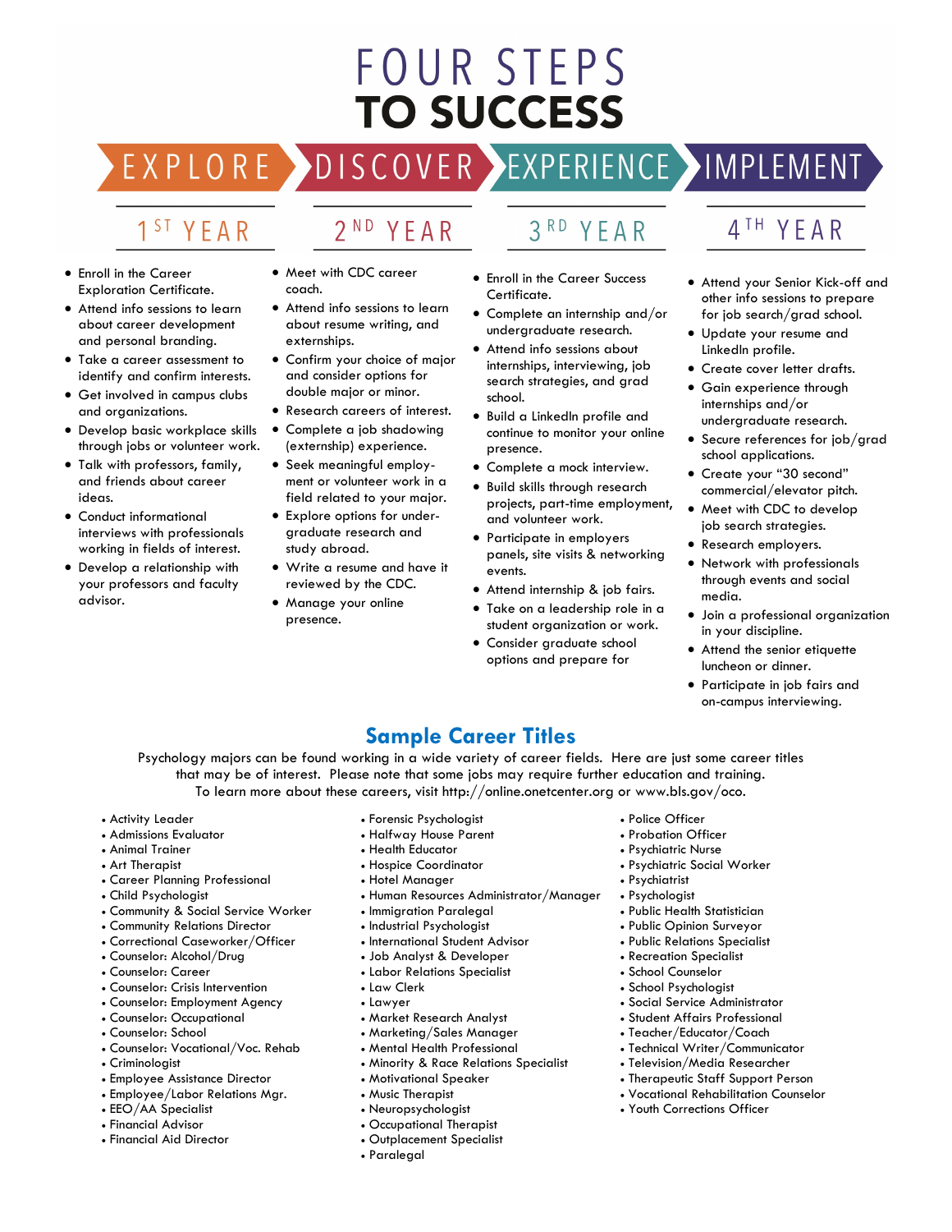# FOUR STEPS TO SUCCESS

## EXPLORE — 1ST YEAR

- Enroll in the Career Exploration Certificate.
- Attend info sessions to learn about career development and personal branding.
- Take a career assessment to identify and confirm interests.
- Get involved in campus clubs and organizations.
- Develop basic workplace skills through jobs or volunteer work.
- Talk with professors, family, and friends about career ideas.
- Conduct informational interviews with professionals working in fields of interest.
- Develop a relationship with your professors and faculty advisor.

## DISCOVER — 2ND YEAR

- Meet with CDC career coach.
- Attend info sessions to learn about resume writing, and externships.
- Confirm your choice of major and consider options for double major or minor.
- Research careers of interest.
- Complete a job shadowing (externship) experience.
- Seek meaningful employment or volunteer work in a field related to your major.
- Explore options for undergraduate research and study abroad.
- Write a resume and have it reviewed by the CDC.
- Manage your online presence.

## EXPERIENCE — 3RD YEAR

- Enroll in the Career Success Certificate.
- Complete an internship and/or undergraduate research.
- Attend info sessions about internships, interviewing, job search strategies, and grad school.
- Build a LinkedIn profile and continue to monitor your online presence.
- Complete a mock interview.
- Build skills through research projects, part-time employment, and volunteer work.
- Participate in employers panels, site visits & networking events.
- Attend internship & job fairs.
- Take on a leadership role in a student organization or work.
- Consider graduate school options and prepare for

## IMPLEMENT — 4TH YEAR

- Attend your Senior Kick-off and other info sessions to prepare for job search/grad school.
- Update your resume and LinkedIn profile.
- Create cover letter drafts.
- Gain experience through internships and/or undergraduate research.
- Secure references for job/grad school applications.
- Create your "30 second" commercial/elevator pitch.
- Meet with CDC to develop job search strategies.
- Research employers.
- Network with professionals through events and social media.
- Join a professional organization in your discipline.
- Attend the senior etiquette luncheon or dinner.
- Participate in job fairs and on-campus interviewing.

## Sample Career Titles

Psychology majors can be found working in a wide variety of career fields. Here are just some career titles that may be of interest. Please note that some jobs may require further education and training. To learn more about these careers, visit http://online.onetcenter.org or www.bls.gov/oco.

- Activity Leader
- Admissions Evaluator
- Animal Trainer
- Art Therapist
- Career Planning Professional
- Child Psychologist
- Community & Social Service Worker
- Community Relations Director
- Correctional Caseworker/Officer
- Counselor: Alcohol/Drug
- Counselor: Career
- Counselor: Crisis Intervention
- Counselor: Employment Agency
- Counselor: Occupational
- Counselor: School
- Counselor: Vocational/Voc. Rehab
- Criminologist
- Employee Assistance Director
- Employee/Labor Relations Mgr.
- EEO/AA Specialist
- Financial Advisor
- Financial Aid Director
- Forensic Psychologist
- Halfway House Parent
- Health Educator
- Hospice Coordinator
- Hotel Manager
- Human Resources Administrator/Manager
- Immigration Paralegal
- Industrial Psychologist
- International Student Advisor
- Job Analyst & Developer
- Labor Relations Specialist
- Law Clerk
- Lawyer
- Market Research Analyst
- Marketing/Sales Manager
- Mental Health Professional
- Minority & Race Relations Specialist
- Motivational Speaker
- Music Therapist
- Neuropsychologist
- Occupational Therapist
- Outplacement Specialist
- Paralegal
- Police Officer
- Probation Officer
- Psychiatric Nurse
- Psychiatric Social Worker
- Psychiatrist
- Psychologist
- Public Health Statistician
- Public Opinion Surveyor
- Public Relations Specialist
- Recreation Specialist
- School Counselor
- School Psychologist
- Social Service Administrator
- Student Affairs Professional
- Teacher/Educator/Coach
- Technical Writer/Communicator
- Television/Media Researcher
- Therapeutic Staff Support Person
- Vocational Rehabilitation Counselor
- Youth Corrections Officer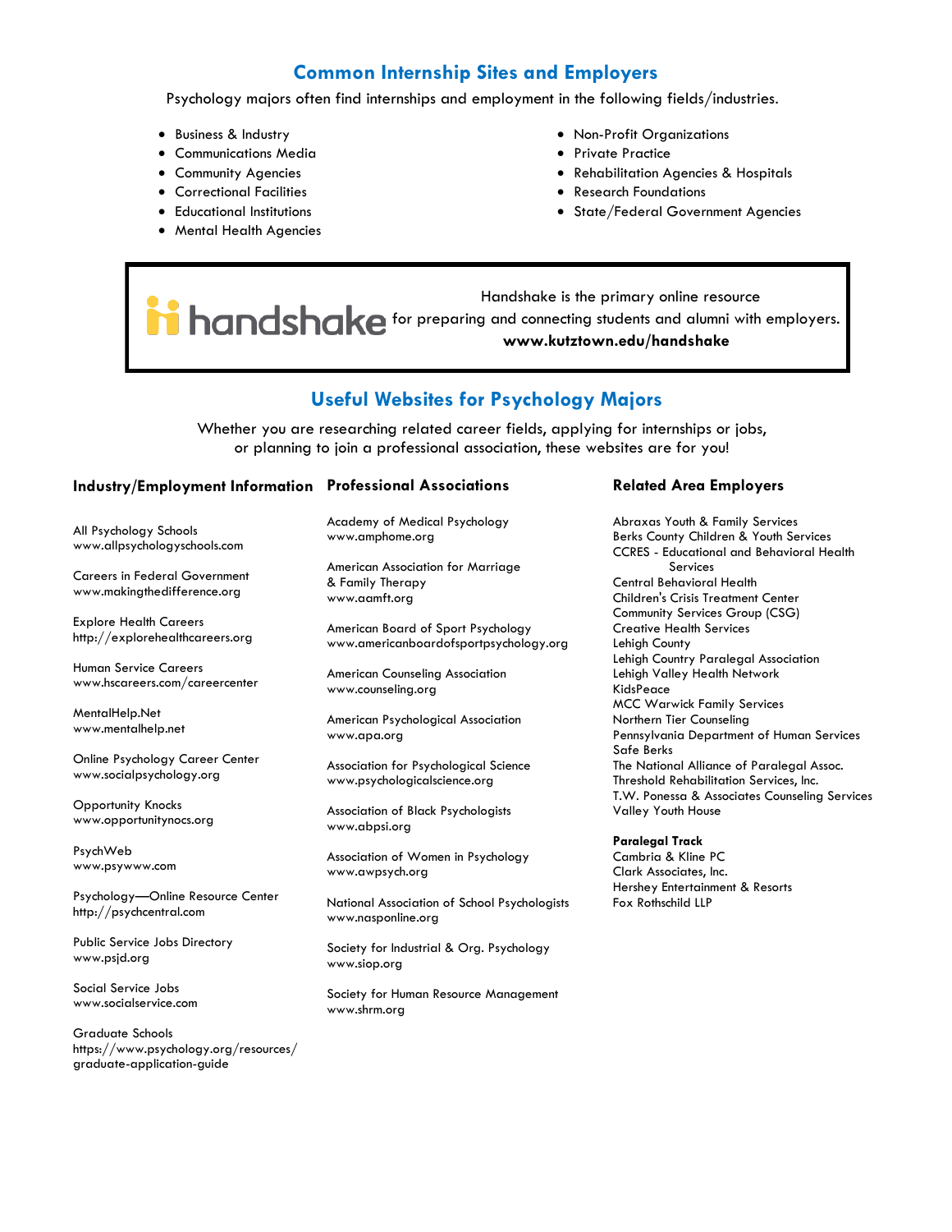## Common Internship Sites and Employers

Psychology majors often find internships and employment in the following fields/industries.

- Business & Industry
- Communications Media
- Community Agencies
- Correctional Facilities
- Educational Institutions
- Mental Health Agencies
- Non-Profit Organizations
- Private Practice
- Rehabilitation Agencies & Hospitals
- Research Foundations
- State/Federal Government Agencies

handshake

Handshake is the primary online resource for preparing and connecting students and alumni with employers.
**www.kutztown.edu/handshake**

## Useful Websites for Psychology Majors

Whether you are researching related career fields, applying for internships or jobs, or planning to join a professional association, these websites are for you!

### Industry/Employment Information

All Psychology Schools
www.allpsychologyschools.com

Careers in Federal Government
www.makingthedifference.org

Explore Health Careers
http://explorehealthcareers.org

Human Service Careers
www.hscareers.com/careercenter

MentalHelp.Net
www.mentalhelp.net

Online Psychology Career Center
www.socialpsychology.org

Opportunity Knocks
www.opportunitynocs.org

PsychWeb
www.psywww.com

Psychology—Online Resource Center
http://psychcentral.com

Public Service Jobs Directory
www.psjd.org

Social Service Jobs
www.socialservice.com

Graduate Schools
https://www.psychology.org/resources/graduate-application-guide

### Professional Associations

Academy of Medical Psychology
www.amphome.org

American Association for Marriage & Family Therapy
www.aamft.org

American Board of Sport Psychology
www.americanboardofsportpsychology.org

American Counseling Association
www.counseling.org

American Psychological Association
www.apa.org

Association for Psychological Science
www.psychologicalscience.org

Association of Black Psychologists
www.abpsi.org

Association of Women in Psychology
www.awpsych.org

National Association of School Psychologists
www.nasponline.org

Society for Industrial & Org. Psychology
www.siop.org

Society for Human Resource Management
www.shrm.org

### Related Area Employers

Abraxas Youth & Family Services
Berks County Children & Youth Services
CCRES - Educational and Behavioral Health Services
Central Behavioral Health
Children's Crisis Treatment Center
Community Services Group (CSG)
Creative Health Services
Lehigh County
Lehigh Country Paralegal Association
Lehigh Valley Health Network
KidsPeace
MCC Warwick Family Services
Northern Tier Counseling
Pennsylvania Department of Human Services
Safe Berks
The National Alliance of Paralegal Assoc.
Threshold Rehabilitation Services, Inc.
T.W. Ponessa & Associates Counseling Services
Valley Youth House

**Paralegal Track**
Cambria & Kline PC
Clark Associates, Inc.
Hershey Entertainment & Resorts
Fox Rothschild LLP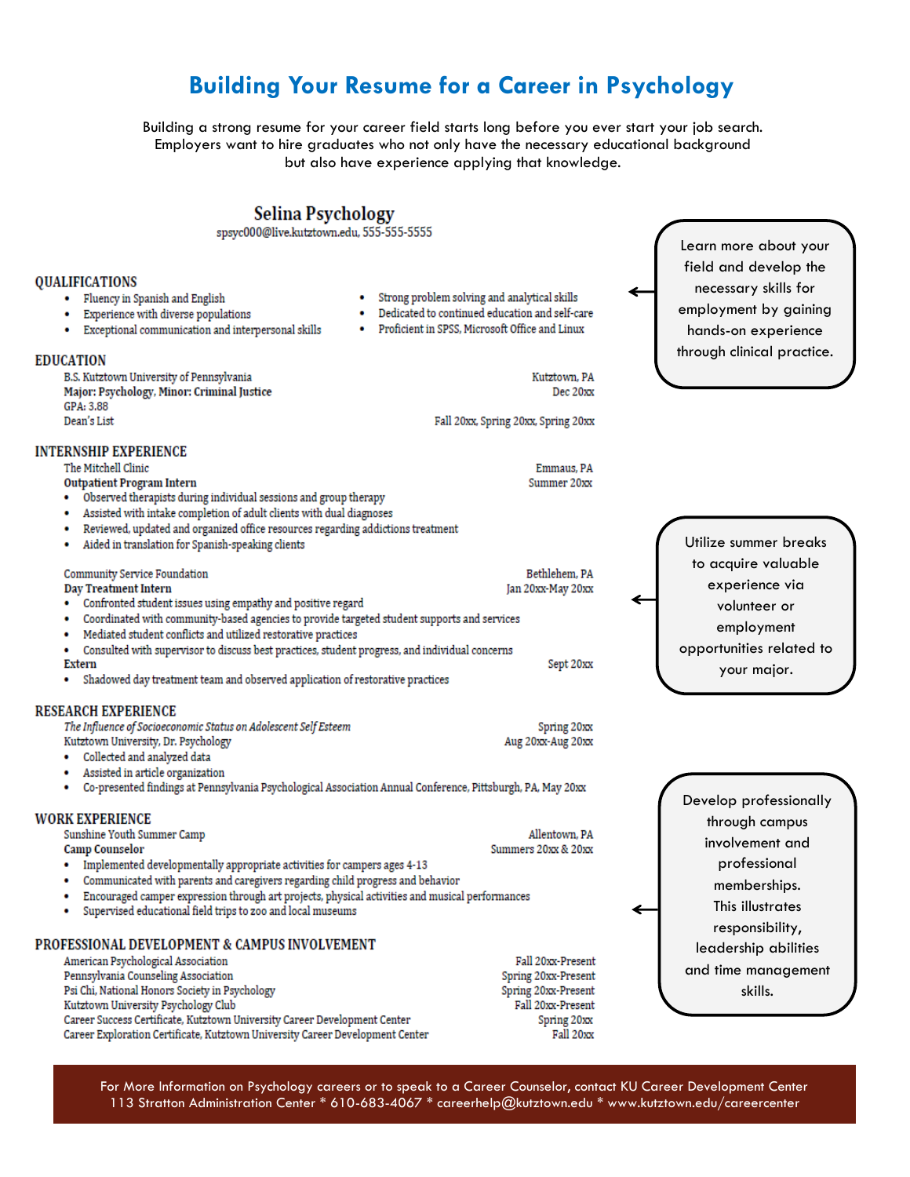# Building Your Resume for a Career in Psychology

Building a strong resume for your career field starts long before you ever start your job search. Employers want to hire graduates who not only have the necessary educational background but also have experience applying that knowledge.

## Selina Psychology

spsyc000@live.kutztown.edu, 555-555-5555

### QUALIFICATIONS

- Fluency in Spanish and English
- Experience with diverse populations
- Exceptional communication and interpersonal skills
- Strong problem solving and analytical skills
- Dedicated to continued education and self-care
- Proficient in SPSS, Microsoft Office and Linux

> Learn more about your field and develop the necessary skills for employment by gaining hands-on experience through clinical practice.

### EDUCATION

B.S. Kutztown University of Pennsylvania — Kutztown, PA
**Major: Psychology, Minor: Criminal Justice** — Dec 20xx
GPA: 3.88
Dean's List — Fall 20xx, Spring 20xx, Spring 20xx

### INTERNSHIP EXPERIENCE

The Mitchell Clinic — Emmaus, PA
**Outpatient Program Intern** — Summer 20xx

- Observed therapists during individual sessions and group therapy
- Assisted with intake completion of adult clients with dual diagnoses
- Reviewed, updated and organized office resources regarding addictions treatment
- Aided in translation for Spanish-speaking clients

Community Service Foundation — Bethlehem, PA
**Day Treatment Intern** — Jan 20xx-May 20xx

- Confronted student issues using empathy and positive regard
- Coordinated with community-based agencies to provide targeted student supports and services
- Mediated student conflicts and utilized restorative practices
- Consulted with supervisor to discuss best practices, student progress, and individual concerns

**Extern** — Sept 20xx

- Shadowed day treatment team and observed application of restorative practices

> Utilize summer breaks to acquire valuable experience via volunteer or employment opportunities related to your major.

### RESEARCH EXPERIENCE

*The Influence of Socioeconomic Status on Adolescent Self Esteem* — Spring 20xx
Kutztown University, Dr. Psychology — Aug 20xx-Aug 20xx

- Collected and analyzed data
- Assisted in article organization
- Co-presented findings at Pennsylvania Psychological Association Annual Conference, Pittsburgh, PA, May 20xx

### WORK EXPERIENCE

Sunshine Youth Summer Camp — Allentown, PA
**Camp Counselor** — Summers 20xx & 20xx

- Implemented developmentally appropriate activities for campers ages 4-13
- Communicated with parents and caregivers regarding child progress and behavior
- Encouraged camper expression through art projects, physical activities and musical performances
- Supervised educational field trips to zoo and local museums

### PROFESSIONAL DEVELOPMENT & CAMPUS INVOLVEMENT

American Psychological Association — Fall 20xx-Present
Pennsylvania Counseling Association — Spring 20xx-Present
Psi Chi, National Honors Society in Psychology — Spring 20xx-Present
Kutztown University Psychology Club — Fall 20xx-Present
Career Success Certificate, Kutztown University Career Development Center — Spring 20xx
Career Exploration Certificate, Kutztown University Career Development Center — Fall 20xx

> Develop professionally through campus involvement and professional memberships. This illustrates responsibility, leadership abilities and time management skills.

For More Information on Psychology careers or to speak to a Career Counselor, contact KU Career Development Center
113 Stratton Administration Center * 610-683-4067 * careerhelp@kutztown.edu * www.kutztown.edu/careercenter